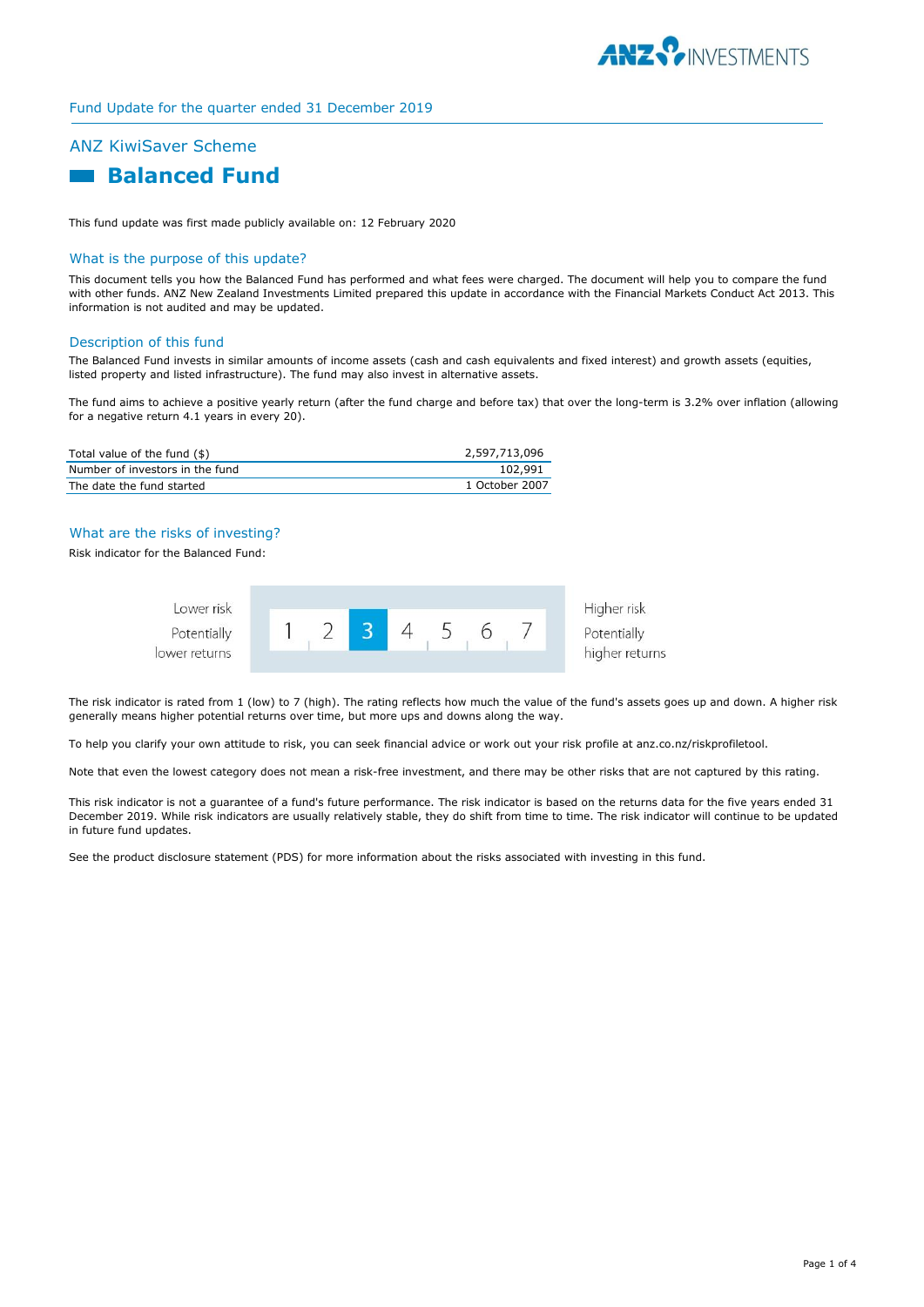Fund Update for the quarter ended 31 December 2019

## ANZ KiwiSaver Scheme

# Balanced Fund

This fund update was first made publicly available on: 12 February 2020

### What is the purpose of this update?

This document tells you how the Balanced Fund has performed and what fees were charged. The document will help you to compare the fund with other funds. ANZ New Zealand Investments Limited prepared this update in accordance with the Financial Markets Conduct Act 2013. This information is not audited and may be updated.

### Description of this fund

The Balanced Fund invests in similar amounts of income assets (cash and cash equivalents and fixed interest) and growth assets (equities, listed property and listed infrastructure). The fund may also invest in alternative assets.

The fund aims to achieve a positive yearly return (after the fund charge and before tax) that over the long-term is 3.2% over inflation (allowing for a negative return 4.1 years in every 20).

| | |
|---|---|
| Total value of the fund ($) | 2,597,713,096 |
| Number of investors in the fund | 102,991 |
| The date the fund started | 1 October 2007 |

### What are the risks of investing?

Risk indicator for the Balanced Fund:

| Lower risk<br>Potentially lower returns | 1 | 2 | **3** | 4 | 5 | 6 | 7 | Higher risk<br>Potentially higher returns |
|---|---|---|---|---|---|---|---|---|

The risk indicator is rated from 1 (low) to 7 (high). The rating reflects how much the value of the fund's assets goes up and down. A higher risk generally means higher potential returns over time, but more ups and downs along the way.

To help you clarify your own attitude to risk, you can seek financial advice or work out your risk profile at anz.co.nz/riskprofiletool.

Note that even the lowest category does not mean a risk-free investment, and there may be other risks that are not captured by this rating.

This risk indicator is not a guarantee of a fund's future performance. The risk indicator is based on the returns data for the five years ended 31 December 2019. While risk indicators are usually relatively stable, they do shift from time to time. The risk indicator will continue to be updated in future fund updates.

See the product disclosure statement (PDS) for more information about the risks associated with investing in this fund.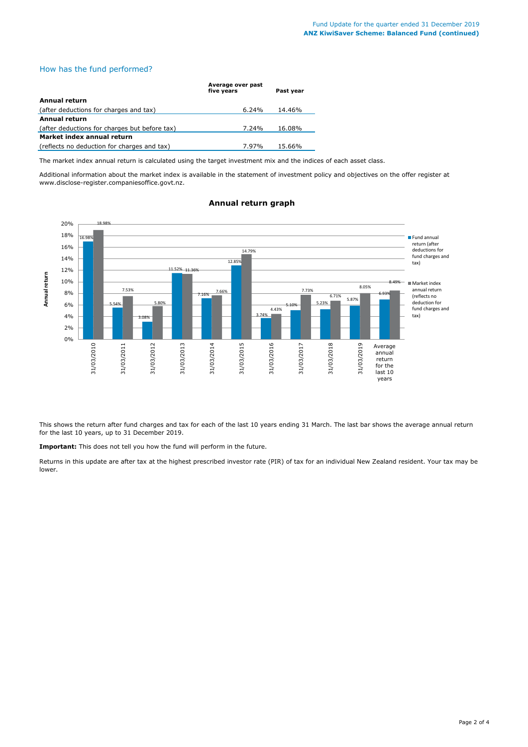## How has the fund performed?

| | Average over past five years | Past year |
|---|---|---|
| **Annual return** | | |
| (after deductions for charges and tax) | 6.24% | 14.46% |
| **Annual return** | | |
| (after deductions for charges but before tax) | 7.24% | 16.08% |
| **Market index annual return** | | |
| (reflects no deduction for charges and tax) | 7.97% | 15.66% |

The market index annual return is calculated using the target investment mix and the indices of each asset class.

Additional information about the market index is available in the statement of investment policy and objectives on the offer register at www.disclose-register.companiesoffice.govt.nz.

### Annual return graph

| Year | Fund annual return (after deductions for fund charges and tax) | Market index annual return (reflects no deduction for fund charges and tax) |
|---|---|---|
| 31/03/2010 | 16.98% | 18.98% |
| 31/03/2011 | 5.54% | 7.53% |
| 31/03/2012 | 3.08% | 5.80% |
| 31/03/2013 | 11.52% | 11.36% |
| 31/03/2014 | 7.16% | 7.66% |
| 31/03/2015 | 12.85% | 14.79% |
| 31/03/2016 | 3.74% | 4.43% |
| 31/03/2017 | 5.10% | 7.73% |
| 31/03/2018 | 5.23% | 6.71% |
| 31/03/2019 | 5.87% | 8.05% |
| Average annual return for the last 10 years | 6.93% | 8.49% |

This shows the return after fund charges and tax for each of the last 10 years ending 31 March. The last bar shows the average annual return for the last 10 years, up to 31 December 2019.

**Important:** This does not tell you how the fund will perform in the future.

Returns in this update are after tax at the highest prescribed investor rate (PIR) of tax for an individual New Zealand resident. Your tax may be lower.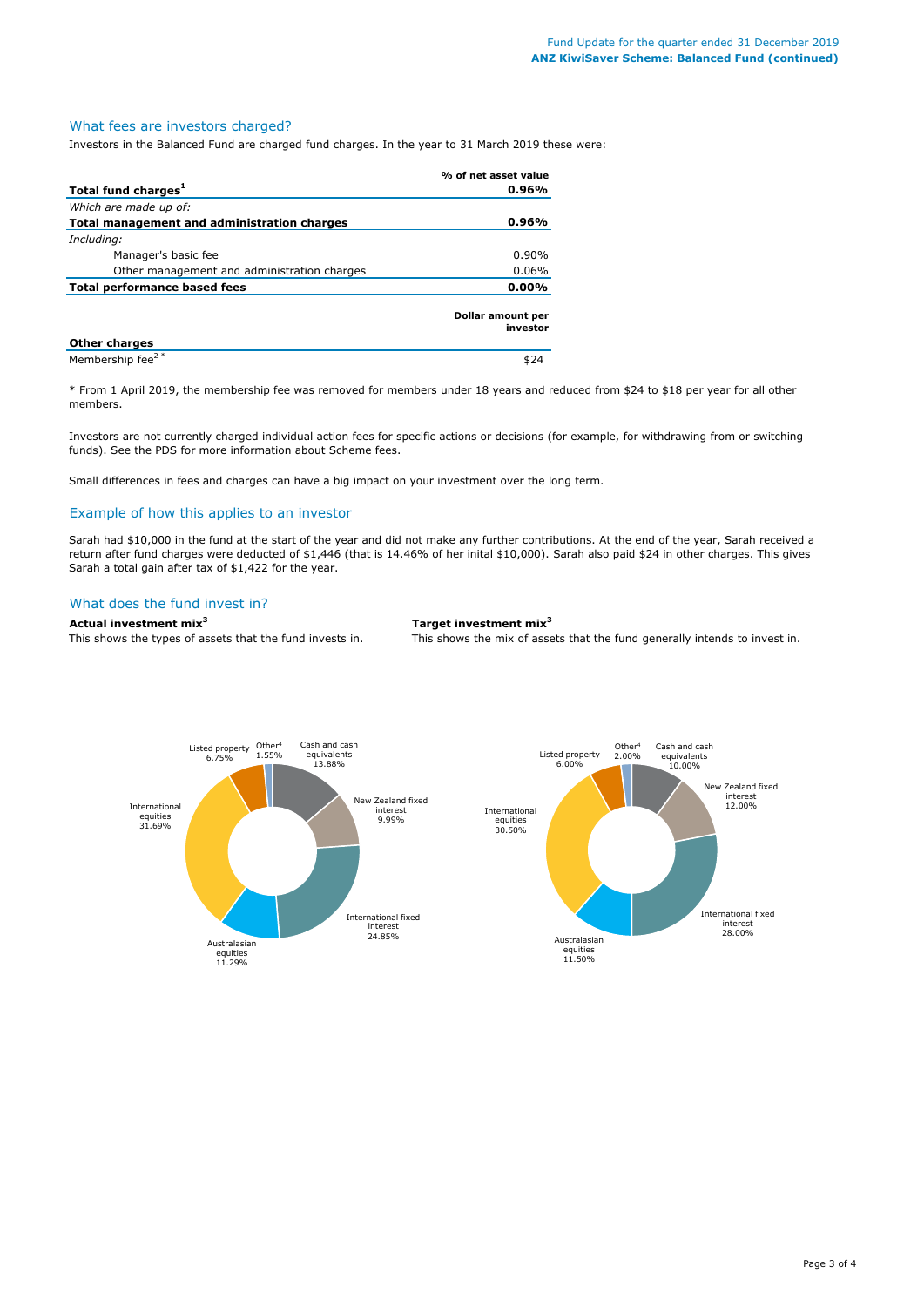## What fees are investors charged?

Investors in the Balanced Fund are charged fund charges. In the year to 31 March 2019 these were:

| | % of net asset value |
|---|---|
| **Total fund charges[1]** | **0.96%** |
| *Which are made up of:* | |
| **Total management and administration charges** | **0.96%** |
| *Including:* | |
| Manager's basic fee | 0.90% |
| Other management and administration charges | 0.06% |
| **Total performance based fees** | **0.00%** |
| | **Dollar amount per investor** |
| **Other charges** | |
| Membership fee[2 *] | $24 |

* From 1 April 2019, the membership fee was removed for members under 18 years and reduced from $24 to $18 per year for all other members.

Investors are not currently charged individual action fees for specific actions or decisions (for example, for withdrawing from or switching funds). See the PDS for more information about Scheme fees.

Small differences in fees and charges can have a big impact on your investment over the long term.

## Example of how this applies to an investor

Sarah had $10,000 in the fund at the start of the year and did not make any further contributions. At the end of the year, Sarah received a return after fund charges were deducted of $1,446 (that is 14.46% of her inital $10,000). Sarah also paid $24 in other charges. This gives Sarah a total gain after tax of $1,422 for the year.

## What does the fund invest in?

**Actual investment mix[3]**

This shows the types of assets that the fund invests in.

| Asset type | Actual |
|---|---|
| Cash and cash equivalents | 13.88% |
| New Zealand fixed interest | 9.99% |
| International fixed interest | 24.85% |
| Australasian equities | 11.29% |
| International equities | 31.69% |
| Listed property | 6.75% |
| Other[4] | 1.55% |

**Target investment mix[3]**

This shows the mix of assets that the fund generally intends to invest in.

| Asset type | Target |
|---|---|
| Cash and cash equivalents | 10.00% |
| New Zealand fixed interest | 12.00% |
| International fixed interest | 28.00% |
| Australasian equities | 11.50% |
| International equities | 30.50% |
| Listed property | 6.00% |
| Other[4] | 2.00% |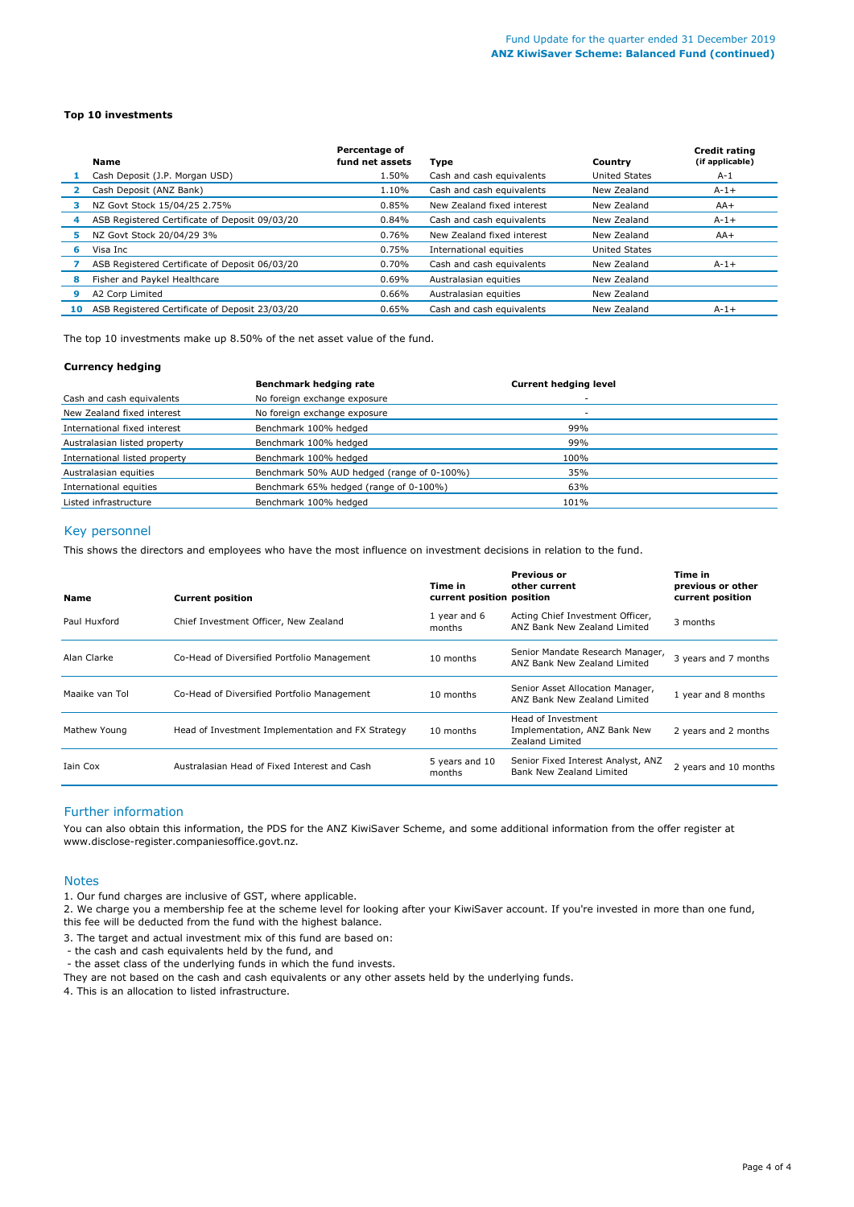### Top 10 investments

| | Name | Percentage of fund net assets | Type | Country | Credit rating (if applicable) |
|---|---|---|---|---|---|
| 1 | Cash Deposit (J.P. Morgan USD) | 1.50% | Cash and cash equivalents | United States | A-1 |
| 2 | Cash Deposit (ANZ Bank) | 1.10% | Cash and cash equivalents | New Zealand | A-1+ |
| 3 | NZ Govt Stock 15/04/25 2.75% | 0.85% | New Zealand fixed interest | New Zealand | AA+ |
| 4 | ASB Registered Certificate of Deposit 09/03/20 | 0.84% | Cash and cash equivalents | New Zealand | A-1+ |
| 5 | NZ Govt Stock 20/04/29 3% | 0.76% | New Zealand fixed interest | New Zealand | AA+ |
| 6 | Visa Inc | 0.75% | International equities | United States | |
| 7 | ASB Registered Certificate of Deposit 06/03/20 | 0.70% | Cash and cash equivalents | New Zealand | A-1+ |
| 8 | Fisher and Paykel Healthcare | 0.69% | Australasian equities | New Zealand | |
| 9 | A2 Corp Limited | 0.66% | Australasian equities | New Zealand | |
| 10 | ASB Registered Certificate of Deposit 23/03/20 | 0.65% | Cash and cash equivalents | New Zealand | A-1+ |

The top 10 investments make up 8.50% of the net asset value of the fund.

### Currency hedging

| | Benchmark hedging rate | Current hedging level |
|---|---|---|
| Cash and cash equivalents | No foreign exchange exposure | - |
| New Zealand fixed interest | No foreign exchange exposure | - |
| International fixed interest | Benchmark 100% hedged | 99% |
| Australasian listed property | Benchmark 100% hedged | 99% |
| International listed property | Benchmark 100% hedged | 100% |
| Australasian equities | Benchmark 50% AUD hedged (range of 0-100%) | 35% |
| International equities | Benchmark 65% hedged (range of 0-100%) | 63% |
| Listed infrastructure | Benchmark 100% hedged | 101% |

## Key personnel

This shows the directors and employees who have the most influence on investment decisions in relation to the fund.

| Name | Current position | Time in current position | Previous or other current position | Time in previous or other current position |
|---|---|---|---|---|
| Paul Huxford | Chief Investment Officer, New Zealand | 1 year and 6 months | Acting Chief Investment Officer, ANZ Bank New Zealand Limited | 3 months |
| Alan Clarke | Co-Head of Diversified Portfolio Management | 10 months | Senior Mandate Research Manager, ANZ Bank New Zealand Limited | 3 years and 7 months |
| Maaike van Tol | Co-Head of Diversified Portfolio Management | 10 months | Senior Asset Allocation Manager, ANZ Bank New Zealand Limited | 1 year and 8 months |
| Mathew Young | Head of Investment Implementation and FX Strategy | 10 months | Head of Investment Implementation, ANZ Bank New Zealand Limited | 2 years and 2 months |
| Iain Cox | Australasian Head of Fixed Interest and Cash | 5 years and 10 months | Senior Fixed Interest Analyst, ANZ Bank New Zealand Limited | 2 years and 10 months |

## Further information

You can also obtain this information, the PDS for the ANZ KiwiSaver Scheme, and some additional information from the offer register at www.disclose-register.companiesoffice.govt.nz.

## Notes

1. Our fund charges are inclusive of GST, where applicable.
2. We charge you a membership fee at the scheme level for looking after your KiwiSaver account. If you're invested in more than one fund, this fee will be deducted from the fund with the highest balance.
3. The target and actual investment mix of this fund are based on:
 - the cash and cash equivalents held by the fund, and
 - the asset class of the underlying funds in which the fund invests.

They are not based on the cash and cash equivalents or any other assets held by the underlying funds.

4. This is an allocation to listed infrastructure.